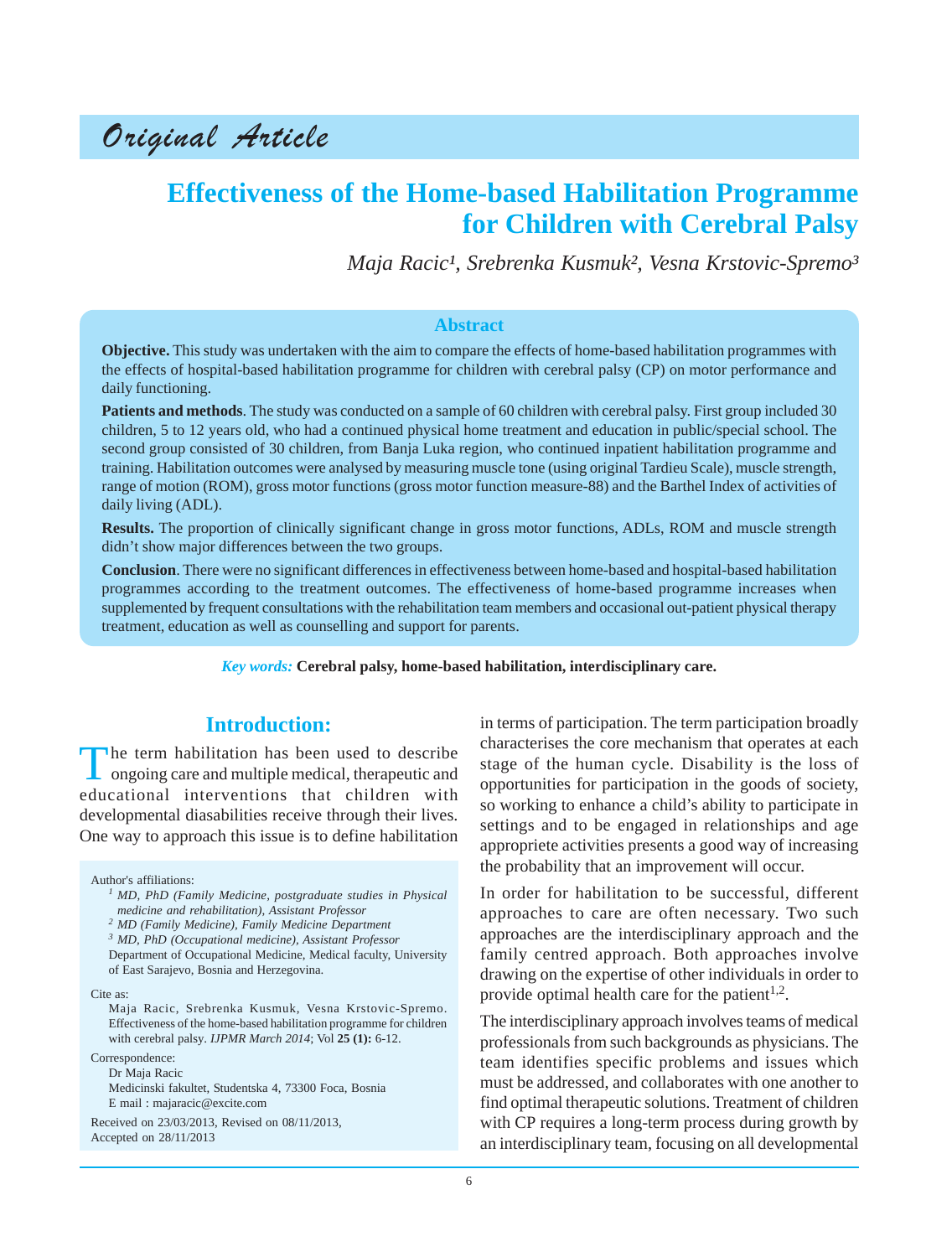Original Article

# Effectiveness of the Home-based Habilitation Programme for Children with Cerebral Palsy

*Maja Racic[1], Srebrenka Kusmuk[2], Vesna Krstovic-Spremo[3]*

## Abstract

**Objective.** This study was undertaken with the aim to compare the effects of home-based habilitation programmes with the effects of hospital-based habilitation programme for children with cerebral palsy (CP) on motor performance and daily functioning.

**Patients and methods**. The study was conducted on a sample of 60 children with cerebral palsy. First group included 30 children, 5 to 12 years old, who had a continued physical home treatment and education in public/special school. The second group consisted of 30 children, from Banja Luka region, who continued inpatient habilitation programme and training. Habilitation outcomes were analysed by measuring muscle tone (using original Tardieu Scale), muscle strength, range of motion (ROM), gross motor functions (gross motor function measure-88) and the Barthel Index of activities of daily living (ADL).

**Results.** The proportion of clinically significant change in gross motor functions, ADLs, ROM and muscle strength didn't show major differences between the two groups.

**Conclusion**. There were no significant differences in effectiveness between home-based and hospital-based habilitation programmes according to the treatment outcomes. The effectiveness of home-based programme increases when supplemented by frequent consultations with the rehabilitation team members and occasional out-patient physical therapy treatment, education as well as counselling and support for parents.

*Key words:* **Cerebral palsy, home-based habilitation, interdisciplinary care.**

## Introduction:

The term habilitation has been used to describe ongoing care and multiple medical, therapeutic and educational interventions that children with developmental diasabilities receive through their lives. One way to approach this issue is to define habilitation in terms of participation. The term participation broadly characterises the core mechanism that operates at each stage of the human cycle. Disability is the loss of opportunities for participation in the goods of society, so working to enhance a child's ability to participate in settings and to be engaged in relationships and age appropriete activities presents a good way of increasing the probability that an improvement will occur.

In order for habilitation to be successful, different approaches to care are often necessary. Two such approaches are the interdisciplinary approach and the family centred approach. Both approaches involve drawing on the expertise of other individuals in order to provide optimal health care for the patient[1,2].

The interdisciplinary approach involves teams of medical professionals from such backgrounds as physicians. The team identifies specific problems and issues which must be addressed, and collaborates with one another to find optimal therapeutic solutions. Treatment of children with CP requires a long-term process during growth by an interdisciplinary team, focusing on all developmental

Author's affiliations:
[1] *MD, PhD (Family Medicine, postgraduate studies in Physical medicine and rehabilitation), Assistant Professor*
[2] *MD (Family Medicine), Family Medicine Department*
[3] *MD, PhD (Occupational medicine), Assistant Professor*
Department of Occupational Medicine, Medical faculty, University of East Sarajevo, Bosnia and Herzegovina.

Cite as:
Maja Racic, Srebrenka Kusmuk, Vesna Krstovic-Spremo. Effectiveness of the home-based habilitation programme for children with cerebral palsy. *IJPMR March 2014*; Vol **25 (1):** 6-12.

Correspondence:
Dr Maja Racic
Medicinski fakultet, Studentska 4, 73300 Foca, Bosnia
E mail : majaracic@excite.com

Received on 23/03/2013, Revised on 08/11/2013, Accepted on 28/11/2013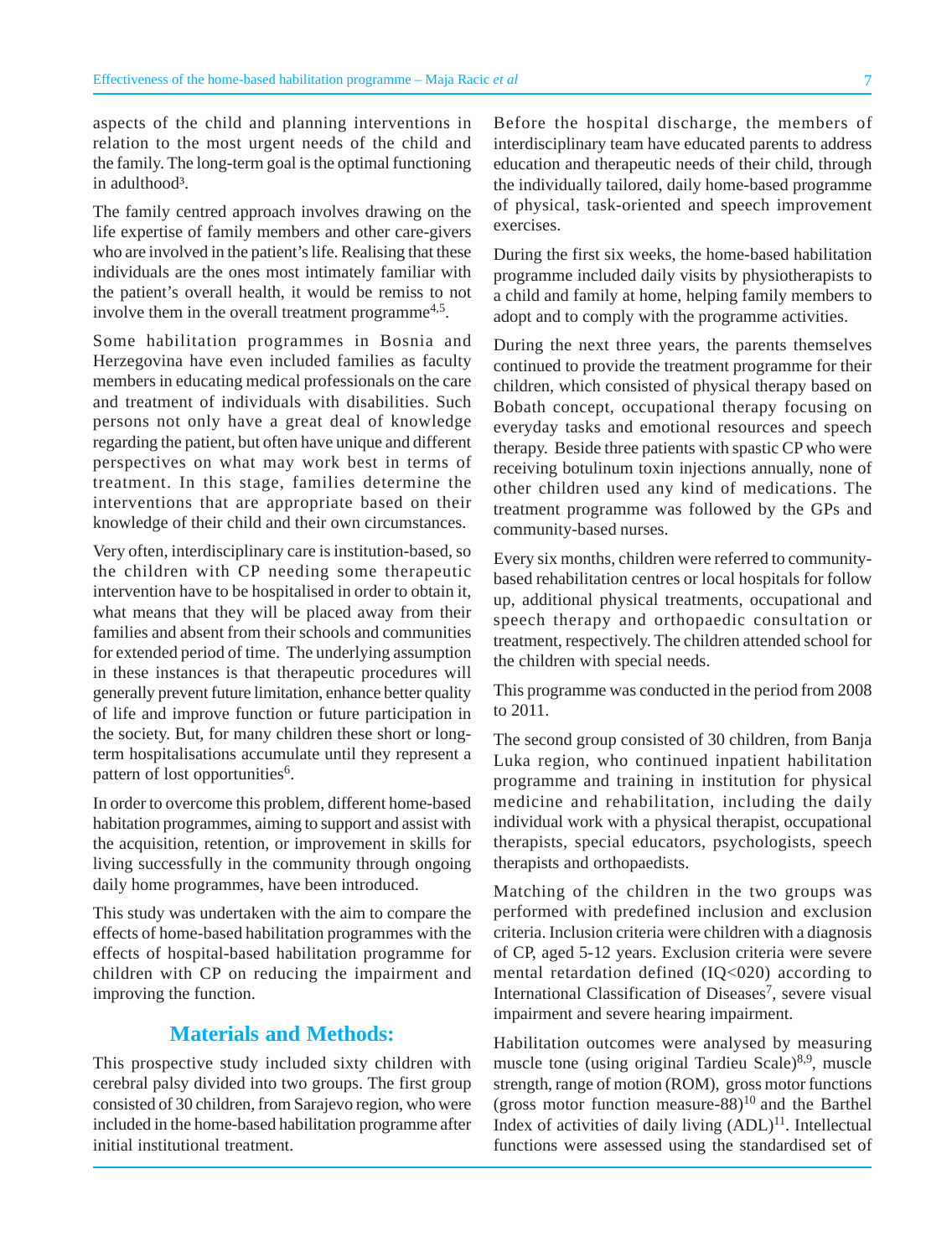aspects of the child and planning interventions in relation to the most urgent needs of the child and the family. The long-term goal is the optimal functioning in adulthood[3].

The family centred approach involves drawing on the life expertise of family members and other care-givers who are involved in the patient's life. Realising that these individuals are the ones most intimately familiar with the patient's overall health, it would be remiss to not involve them in the overall treatment programme[4,5].

Some habilitation programmes in Bosnia and Herzegovina have even included families as faculty members in educating medical professionals on the care and treatment of individuals with disabilities. Such persons not only have a great deal of knowledge regarding the patient, but often have unique and different perspectives on what may work best in terms of treatment. In this stage, families determine the interventions that are appropriate based on their knowledge of their child and their own circumstances.

Very often, interdisciplinary care is institution-based, so the children with CP needing some therapeutic intervention have to be hospitalised in order to obtain it, what means that they will be placed away from their families and absent from their schools and communities for extended period of time. The underlying assumption in these instances is that therapeutic procedures will generally prevent future limitation, enhance better quality of life and improve function or future participation in the society. But, for many children these short or long-term hospitalisations accumulate until they represent a pattern of lost opportunities[6].

In order to overcome this problem, different home-based habitation programmes, aiming to support and assist with the acquisition, retention, or improvement in skills for living successfully in the community through ongoing daily home programmes, have been introduced.

This study was undertaken with the aim to compare the effects of home-based habilitation programmes with the effects of hospital-based habilitation programme for children with CP on reducing the impairment and improving the function.

## Materials and Methods:

This prospective study included sixty children with cerebral palsy divided into two groups. The first group consisted of 30 children, from Sarajevo region, who were included in the home-based habilitation programme after initial institutional treatment.

Before the hospital discharge, the members of interdisciplinary team have educated parents to address education and therapeutic needs of their child, through the individually tailored, daily home-based programme of physical, task-oriented and speech improvement exercises.

During the first six weeks, the home-based habilitation programme included daily visits by physiotherapists to a child and family at home, helping family members to adopt and to comply with the programme activities.

During the next three years, the parents themselves continued to provide the treatment programme for their children, which consisted of physical therapy based on Bobath concept, occupational therapy focusing on everyday tasks and emotional resources and speech therapy. Beside three patients with spastic CP who were receiving botulinum toxin injections annually, none of other children used any kind of medications. The treatment programme was followed by the GPs and community-based nurses.

Every six months, children were referred to community-based rehabilitation centres or local hospitals for follow up, additional physical treatments, occupational and speech therapy and orthopaedic consultation or treatment, respectively. The children attended school for the children with special needs.

This programme was conducted in the period from 2008 to 2011.

The second group consisted of 30 children, from Banja Luka region, who continued inpatient habilitation programme and training in institution for physical medicine and rehabilitation, including the daily individual work with a physical therapist, occupational therapists, special educators, psychologists, speech therapists and orthopaedists.

Matching of the children in the two groups was performed with predefined inclusion and exclusion criteria. Inclusion criteria were children with a diagnosis of CP, aged 5-12 years. Exclusion criteria were severe mental retardation defined (IQ<020) according to International Classification of Diseases[7], severe visual impairment and severe hearing impairment.

Habilitation outcomes were analysed by measuring muscle tone (using original Tardieu Scale)[8,9], muscle strength, range of motion (ROM), gross motor functions (gross motor function measure-88)[10] and the Barthel Index of activities of daily living (ADL)[11]. Intellectual functions were assessed using the standardised set of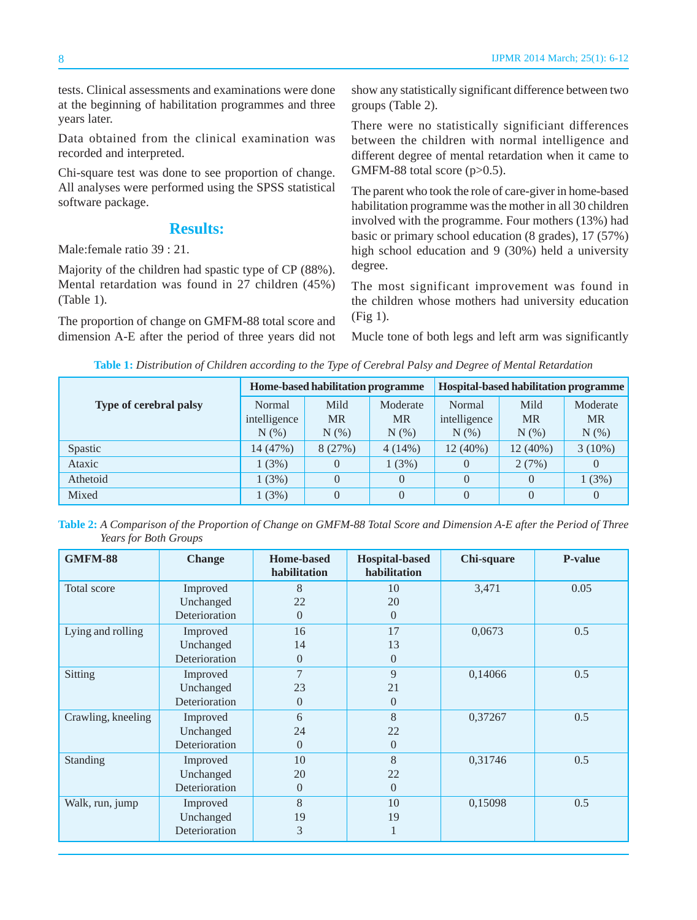tests. Clinical assessments and examinations were done at the beginning of habilitation programmes and three years later.

Data obtained from the clinical examination was recorded and interpreted.

Chi-square test was done to see proportion of change. All analyses were performed using the SPSS statistical software package.

## Results:

Male:female ratio 39 : 21.

Majority of the children had spastic type of CP (88%). Mental retardation was found in 27 children (45%) (Table 1).

The proportion of change on GMFM-88 total score and dimension A-E after the period of three years did not show any statistically significant difference between two groups (Table 2).

There were no statistically significiant differences between the children with normal intelligence and different degree of mental retardation when it came to GMFM-88 total score (p>0.5).

The parent who took the role of care-giver in home-based habilitation programme was the mother in all 30 children involved with the programme. Four mothers (13%) had basic or primary school education (8 grades), 17 (57%) high school education and 9 (30%) held a university degree.

The most significant improvement was found in the children whose mothers had university education (Fig 1).

Mucle tone of both legs and left arm was significantly

**Table 1:** *Distribution of Children according to the Type of Cerebral Palsy and Degree of Mental Retardation*

| Type of cerebral palsy | Home-based habilitation programme | | | Hospital-based habilitation programme | | |
|---|---|---|---|---|---|---|
| | Normal intelligence N (%) | Mild MR N (%) | Moderate MR N (%) | Normal intelligence N (%) | Mild MR N (%) | Moderate MR N (%) |
| Spastic | 14 (47%) | 8 (27%) | 4 (14%) | 12 (40%) | 12 (40%) | 3 (10%) |
| Ataxic | 1 (3%) | 0 | 1 (3%) | 0 | 2 (7%) | 0 |
| Athetoid | 1 (3%) | 0 | 0 | 0 | 0 | 1 (3%) |
| Mixed | 1 (3%) | 0 | 0 | 0 | 0 | 0 |

**Table 2:** *A Comparison of the Proportion of Change on GMFM-88 Total Score and Dimension A-E after the Period of Three Years for Both Groups*

| GMFM-88 | Change | Home-based habilitation | Hospital-based habilitation | Chi-square | P-value |
|---|---|---|---|---|---|
| Total score | Improved | 8 | 10 | 3,471 | 0.05 |
| | Unchanged | 22 | 20 | | |
| | Deterioration | 0 | 0 | | |
| Lying and rolling | Improved | 16 | 17 | 0,0673 | 0.5 |
| | Unchanged | 14 | 13 | | |
| | Deterioration | 0 | 0 | | |
| Sitting | Improved | 7 | 9 | 0,14066 | 0.5 |
| | Unchanged | 23 | 21 | | |
| | Deterioration | 0 | 0 | | |
| Crawling, kneeling | Improved | 6 | 8 | 0,37267 | 0.5 |
| | Unchanged | 24 | 22 | | |
| | Deterioration | 0 | 0 | | |
| Standing | Improved | 10 | 8 | 0,31746 | 0.5 |
| | Unchanged | 20 | 22 | | |
| | Deterioration | 0 | 0 | | |
| Walk, run, jump | Improved | 8 | 10 | 0,15098 | 0.5 |
| | Unchanged | 19 | 19 | | |
| | Deterioration | 3 | 1 | | |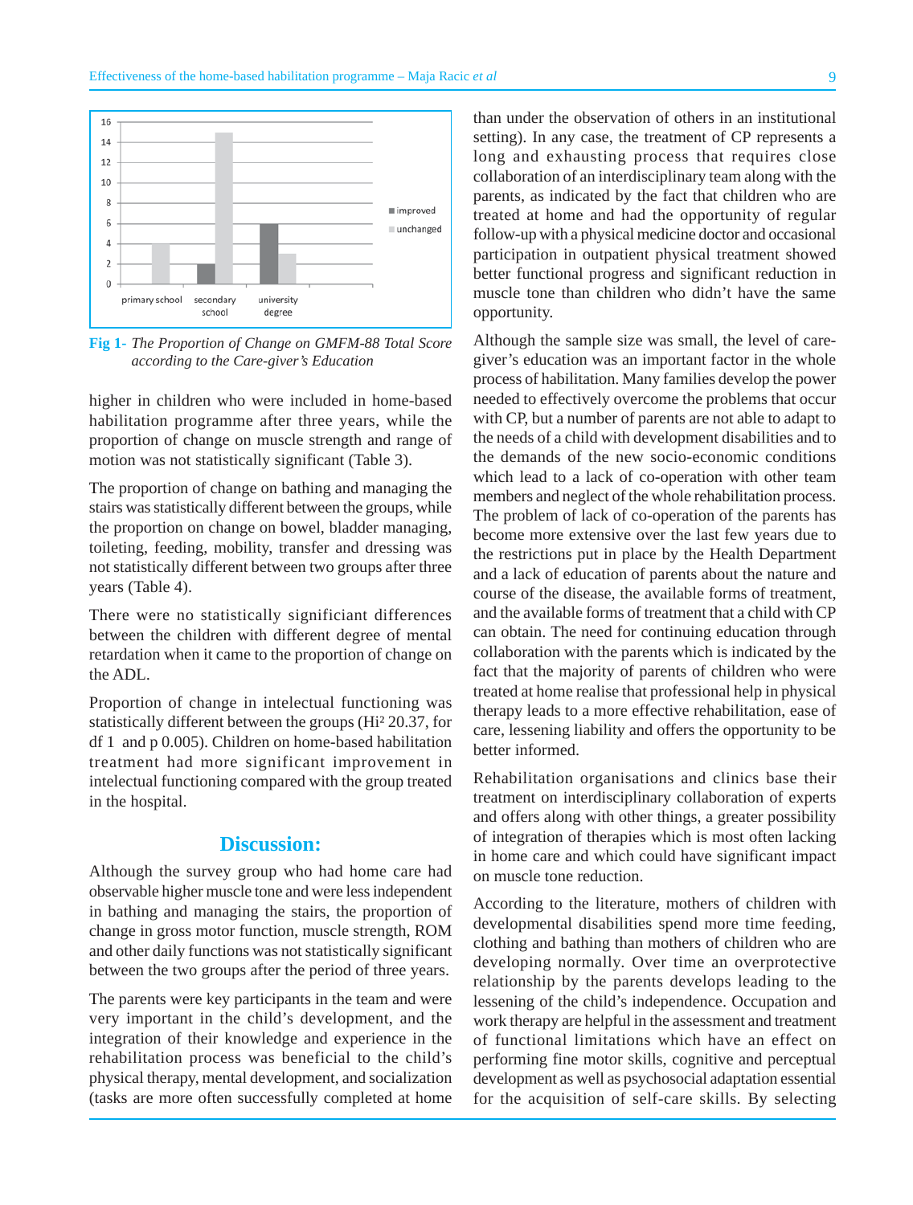**Fig 1-** *The Proportion of Change on GMFM-88 Total Score according to the Care-giver's Education*

higher in children who were included in home-based habilitation programme after three years, while the proportion of change on muscle strength and range of motion was not statistically significant (Table 3).

The proportion of change on bathing and managing the stairs was statistically different between the groups, while the proportion on change on bowel, bladder managing, toileting, feeding, mobility, transfer and dressing was not statistically different between two groups after three years (Table 4).

There were no statistically significiant differences between the children with different degree of mental retardation when it came to the proportion of change on the ADL.

Proportion of change in intelectual functioning was statistically different between the groups (Hi² 20.37, for df 1 and p 0.005). Children on home-based habilitation treatment had more significant improvement in intelectual functioning compared with the group treated in the hospital.

## Discussion:

Although the survey group who had home care had observable higher muscle tone and were less independent in bathing and managing the stairs, the proportion of change in gross motor function, muscle strength, ROM and other daily functions was not statistically significant between the two groups after the period of three years.

The parents were key participants in the team and were very important in the child's development, and the integration of their knowledge and experience in the rehabilitation process was beneficial to the child's physical therapy, mental development, and socialization (tasks are more often successfully completed at home than under the observation of others in an institutional setting). In any case, the treatment of CP represents a long and exhausting process that requires close collaboration of an interdisciplinary team along with the parents, as indicated by the fact that children who are treated at home and had the opportunity of regular follow-up with a physical medicine doctor and occasional participation in outpatient physical treatment showed better functional progress and significant reduction in muscle tone than children who didn't have the same opportunity.

Although the sample size was small, the level of care-giver's education was an important factor in the whole process of habilitation. Many families develop the power needed to effectively overcome the problems that occur with CP, but a number of parents are not able to adapt to the needs of a child with development disabilities and to the demands of the new socio-economic conditions which lead to a lack of co-operation with other team members and neglect of the whole rehabilitation process. The problem of lack of co-operation of the parents has become more extensive over the last few years due to the restrictions put in place by the Health Department and a lack of education of parents about the nature and course of the disease, the available forms of treatment, and the available forms of treatment that a child with CP can obtain. The need for continuing education through collaboration with the parents which is indicated by the fact that the majority of parents of children who were treated at home realise that professional help in physical therapy leads to a more effective rehabilitation, ease of care, lessening liability and offers the opportunity to be better informed.

Rehabilitation organisations and clinics base their treatment on interdisciplinary collaboration of experts and offers along with other things, a greater possibility of integration of therapies which is most often lacking in home care and which could have significant impact on muscle tone reduction.

According to the literature, mothers of children with developmental disabilities spend more time feeding, clothing and bathing than mothers of children who are developing normally. Over time an overprotective relationship by the parents develops leading to the lessening of the child's independence. Occupation and work therapy are helpful in the assessment and treatment of functional limitations which have an effect on performing fine motor skills, cognitive and perceptual development as well as psychosocial adaptation essential for the acquisition of self-care skills. By selecting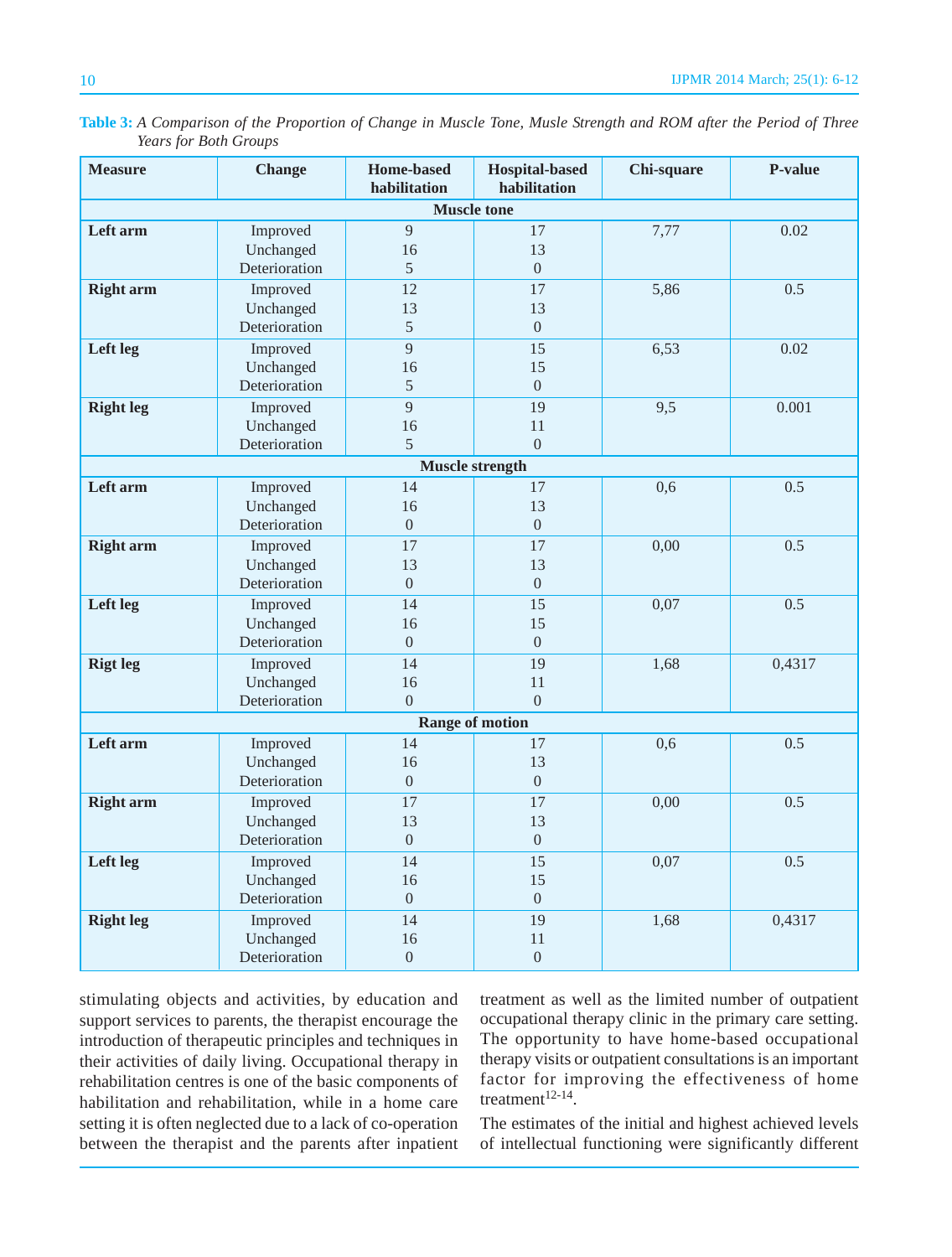**Table 3:** *A Comparison of the Proportion of Change in Muscle Tone, Musle Strength and ROM after the Period of Three Years for Both Groups*

| Measure | Change | Home-based habilitation | Hospital-based habilitation | Chi-square | P-value |
|---|---|---|---|---|---|
| **Muscle tone** | | | | | |
| **Left arm** | Improved | 9 | 17 | 7,77 | 0.02 |
| | Unchanged | 16 | 13 | | |
| | Deterioration | 5 | 0 | | |
| **Right arm** | Improved | 12 | 17 | 5,86 | 0.5 |
| | Unchanged | 13 | 13 | | |
| | Deterioration | 5 | 0 | | |
| **Left leg** | Improved | 9 | 15 | 6,53 | 0.02 |
| | Unchanged | 16 | 15 | | |
| | Deterioration | 5 | 0 | | |
| **Right leg** | Improved | 9 | 19 | 9,5 | 0.001 |
| | Unchanged | 16 | 11 | | |
| | Deterioration | 5 | 0 | | |
| **Muscle strength** | | | | | |
| **Left arm** | Improved | 14 | 17 | 0,6 | 0.5 |
| | Unchanged | 16 | 13 | | |
| | Deterioration | 0 | 0 | | |
| **Right arm** | Improved | 17 | 17 | 0,00 | 0.5 |
| | Unchanged | 13 | 13 | | |
| | Deterioration | 0 | 0 | | |
| **Left leg** | Improved | 14 | 15 | 0,07 | 0.5 |
| | Unchanged | 16 | 15 | | |
| | Deterioration | 0 | 0 | | |
| **Rigt leg** | Improved | 14 | 19 | 1,68 | 0,4317 |
| | Unchanged | 16 | 11 | | |
| | Deterioration | 0 | 0 | | |
| **Range of motion** | | | | | |
| **Left arm** | Improved | 14 | 17 | 0,6 | 0.5 |
| | Unchanged | 16 | 13 | | |
| | Deterioration | 0 | 0 | | |
| **Right arm** | Improved | 17 | 17 | 0,00 | 0.5 |
| | Unchanged | 13 | 13 | | |
| | Deterioration | 0 | 0 | | |
| **Left leg** | Improved | 14 | 15 | 0,07 | 0.5 |
| | Unchanged | 16 | 15 | | |
| | Deterioration | 0 | 0 | | |
| **Right leg** | Improved | 14 | 19 | 1,68 | 0,4317 |
| | Unchanged | 16 | 11 | | |
| | Deterioration | 0 | 0 | | |

stimulating objects and activities, by education and support services to parents, the therapist encourage the introduction of therapeutic principles and techniques in their activities of daily living. Occupational therapy in rehabilitation centres is one of the basic components of habilitation and rehabilitation, while in a home care setting it is often neglected due to a lack of co-operation between the therapist and the parents after inpatient treatment as well as the limited number of outpatient occupational therapy clinic in the primary care setting. The opportunity to have home-based occupational therapy visits or outpatient consultations is an important factor for improving the effectiveness of home treatment[12-14].

The estimates of the initial and highest achieved levels of intellectual functioning were significantly different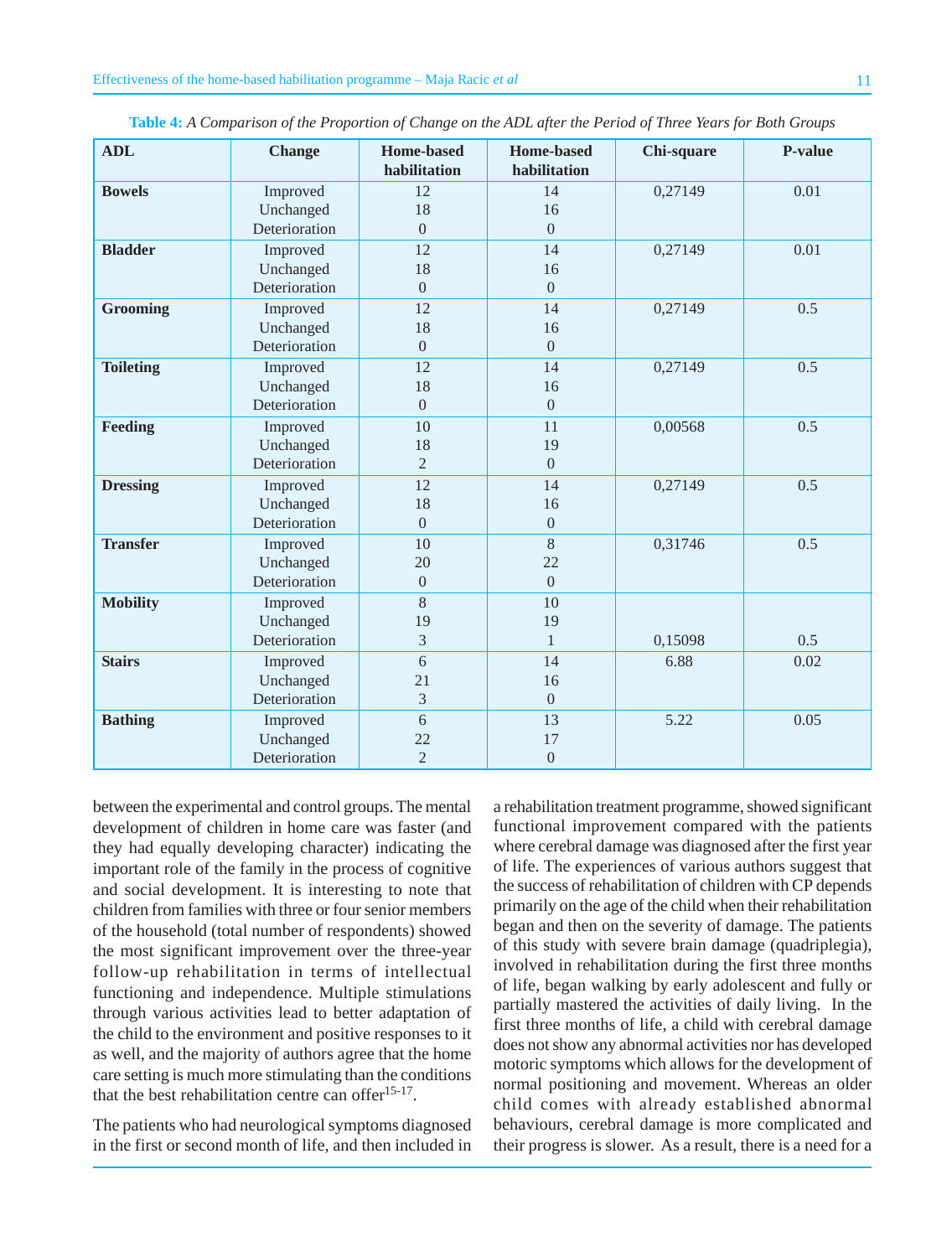**Table 4:** *A Comparison of the Proportion of Change on the ADL after the Period of Three Years for Both Groups*

| ADL | Change | Home-based habilitation | Home-based habilitation | Chi-square | P-value |
|---|---|---|---|---|---|
| **Bowels** | Improved | 12 | 14 | 0,27149 | 0.01 |
| | Unchanged | 18 | 16 | | |
| | Deterioration | 0 | 0 | | |
| **Bladder** | Improved | 12 | 14 | 0,27149 | 0.01 |
| | Unchanged | 18 | 16 | | |
| | Deterioration | 0 | 0 | | |
| **Grooming** | Improved | 12 | 14 | 0,27149 | 0.5 |
| | Unchanged | 18 | 16 | | |
| | Deterioration | 0 | 0 | | |
| **Toileting** | Improved | 12 | 14 | 0,27149 | 0.5 |
| | Unchanged | 18 | 16 | | |
| | Deterioration | 0 | 0 | | |
| **Feeding** | Improved | 10 | 11 | 0,00568 | 0.5 |
| | Unchanged | 18 | 19 | | |
| | Deterioration | 2 | 0 | | |
| **Dressing** | Improved | 12 | 14 | 0,27149 | 0.5 |
| | Unchanged | 18 | 16 | | |
| | Deterioration | 0 | 0 | | |
| **Transfer** | Improved | 10 | 8 | 0,31746 | 0.5 |
| | Unchanged | 20 | 22 | | |
| | Deterioration | 0 | 0 | | |
| **Mobility** | Improved | 8 | 10 | | |
| | Unchanged | 19 | 19 | | |
| | Deterioration | 3 | 1 | 0,15098 | 0.5 |
| **Stairs** | Improved | 6 | 14 | 6.88 | 0.02 |
| | Unchanged | 21 | 16 | | |
| | Deterioration | 3 | 0 | | |
| **Bathing** | Improved | 6 | 13 | 5.22 | 0.05 |
| | Unchanged | 22 | 17 | | |
| | Deterioration | 2 | 0 | | |

between the experimental and control groups. The mental development of children in home care was faster (and they had equally developing character) indicating the important role of the family in the process of cognitive and social development. It is interesting to note that children from families with three or four senior members of the household (total number of respondents) showed the most significant improvement over the three-year follow-up rehabilitation in terms of intellectual functioning and independence. Multiple stimulations through various activities lead to better adaptation of the child to the environment and positive responses to it as well, and the majority of authors agree that the home care setting is much more stimulating than the conditions that the best rehabilitation centre can offer[15-17].

The patients who had neurological symptoms diagnosed in the first or second month of life, and then included in a rehabilitation treatment programme, showed significant functional improvement compared with the patients where cerebral damage was diagnosed after the first year of life. The experiences of various authors suggest that the success of rehabilitation of children with CP depends primarily on the age of the child when their rehabilitation began and then on the severity of damage. The patients of this study with severe brain damage (quadriplegia), involved in rehabilitation during the first three months of life, began walking by early adolescent and fully or partially mastered the activities of daily living. In the first three months of life, a child with cerebral damage does not show any abnormal activities nor has developed motoric symptoms which allows for the development of normal positioning and movement. Whereas an older child comes with already established abnormal behaviours, cerebral damage is more complicated and their progress is slower. As a result, there is a need for a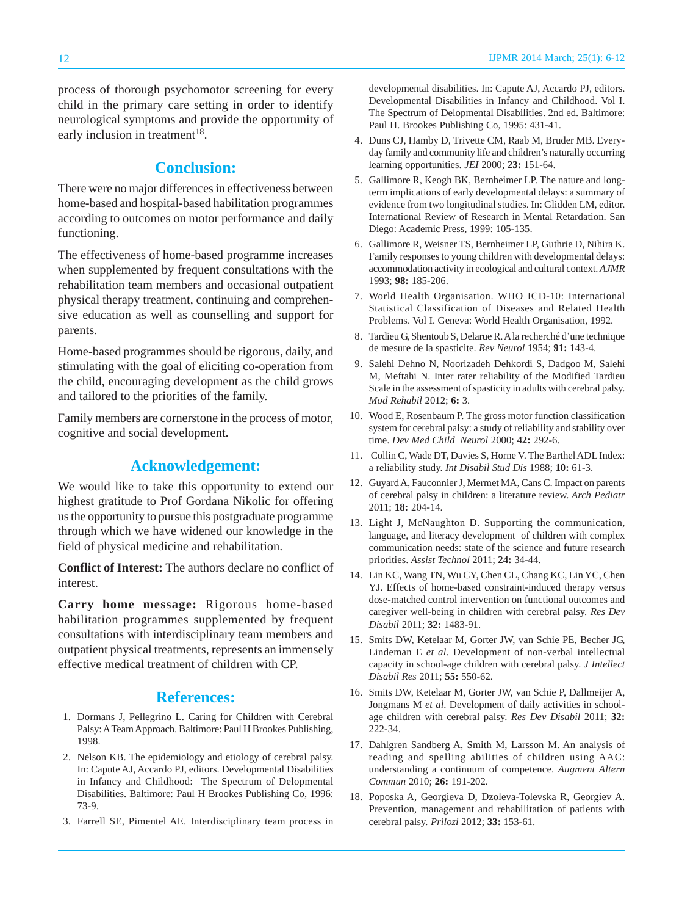process of thorough psychomotor screening for every child in the primary care setting in order to identify neurological symptoms and provide the opportunity of early inclusion in treatment[18].

## Conclusion:

There were no major differences in effectiveness between home-based and hospital-based habilitation programmes according to outcomes on motor performance and daily functioning.

The effectiveness of home-based programme increases when supplemented by frequent consultations with the rehabilitation team members and occasional outpatient physical therapy treatment, continuing and comprehensive education as well as counselling and support for parents.

Home-based programmes should be rigorous, daily, and stimulating with the goal of eliciting co-operation from the child, encouraging development as the child grows and tailored to the priorities of the family.

Family members are cornerstone in the process of motor, cognitive and social development.

## Acknowledgement:

We would like to take this opportunity to extend our highest gratitude to Prof Gordana Nikolic for offering us the opportunity to pursue this postgraduate programme through which we have widened our knowledge in the field of physical medicine and rehabilitation.

**Conflict of Interest:** The authors declare no conflict of interest.

**Carry home message:** Rigorous home-based habilitation programmes supplemented by frequent consultations with interdisciplinary team members and outpatient physical treatments, represents an immensely effective medical treatment of children with CP.

## References:

1. Dormans J, Pellegrino L. Caring for Children with Cerebral Palsy: A Team Approach. Baltimore: Paul H Brookes Publishing, 1998.
2. Nelson KB. The epidemiology and etiology of cerebral palsy. In: Capute AJ, Accardo PJ, editors. Developmental Disabilities in Infancy and Childhood: The Spectrum of Delopmental Disabilities. Baltimore: Paul H Brookes Publishing Co, 1996: 73-9.
3. Farrell SE, Pimentel AE. Interdisciplinary team process in developmental disabilities. In: Capute AJ, Accardo PJ, editors. Developmental Disabilities in Infancy and Childhood. Vol I. The Spectrum of Delopmental Disabilities. 2nd ed. Baltimore: Paul H. Brookes Publishing Co, 1995: 431-41.
4. Duns CJ, Hamby D, Trivette CM, Raab M, Bruder MB. Everyday family and community life and children's naturally occurring learning opportunities. *JEI* 2000; **23:** 151-64.
5. Gallimore R, Keogh BK, Bernheimer LP. The nature and long-term implications of early developmental delays: a summary of evidence from two longitudinal studies. In: Glidden LM, editor. International Review of Research in Mental Retardation. San Diego: Academic Press, 1999: 105-135.
6. Gallimore R, Weisner TS, Bernheimer LP, Guthrie D, Nihira K. Family responses to young children with developmental delays: accommodation activity in ecological and cultural context. *AJMR* 1993; **98:** 185-206.
7. World Health Organisation. WHO ICD-10: International Statistical Classification of Diseases and Related Health Problems. Vol I. Geneva: World Health Organisation, 1992.
8. Tardieu G, Shentoub S, Delarue R. A la recherché d'une technique de mesure de la spasticite. *Rev Neurol* 1954; **91:** 143-4.
9. Salehi Dehno N, Noorizadeh Dehkordi S, Dadgoo M, Salehi M, Meftahi N. Inter rater reliability of the Modified Tardieu Scale in the assessment of spasticity in adults with cerebral palsy. *Mod Rehabil* 2012; **6:** 3.
10. Wood E, Rosenbaum P. The gross motor function classification system for cerebral palsy: a study of reliability and stability over time. *Dev Med Child Neurol* 2000; **42:** 292-6.
11. Collin C, Wade DT, Davies S, Horne V. The Barthel ADL Index: a reliability study. *Int Disabil Stud Dis* 1988; **10:** 61-3.
12. Guyard A, Fauconnier J, Mermet MA, Cans C. Impact on parents of cerebral palsy in children: a literature review. *Arch Pediatr* 2011; **18:** 204-14.
13. Light J, McNaughton D. Supporting the communication, language, and literacy development of children with complex communication needs: state of the science and future research priorities. *Assist Technol* 2011; **24:** 34-44.
14. Lin KC, Wang TN, Wu CY, Chen CL, Chang KC, Lin YC, Chen YJ. Effects of home-based constraint-induced therapy versus dose-matched control intervention on functional outcomes and caregiver well-being in children with cerebral palsy. *Res Dev Disabil* 2011; **32:** 1483-91.
15. Smits DW, Ketelaar M, Gorter JW, van Schie PE, Becher JG, Lindeman E *et al*. Development of non-verbal intellectual capacity in school-age children with cerebral palsy. *J Intellect Disabil Res* 2011; **55:** 550-62.
16. Smits DW, Ketelaar M, Gorter JW, van Schie P, Dallmeijer A, Jongmans M *et al*. Development of daily activities in school-age children with cerebral palsy. *Res Dev Disabil* 2011; **32:** 222-34.
17. Dahlgren Sandberg A, Smith M, Larsson M. An analysis of reading and spelling abilities of children using AAC: understanding a continuum of competence. *Augment Altern Commun* 2010; **26:** 191-202.
18. Poposka A, Georgieva D, Dzoleva-Tolevska R, Georgiev A. Prevention, management and rehabilitation of patients with cerebral palsy. *Prilozi* 2012; **33:** 153-61.